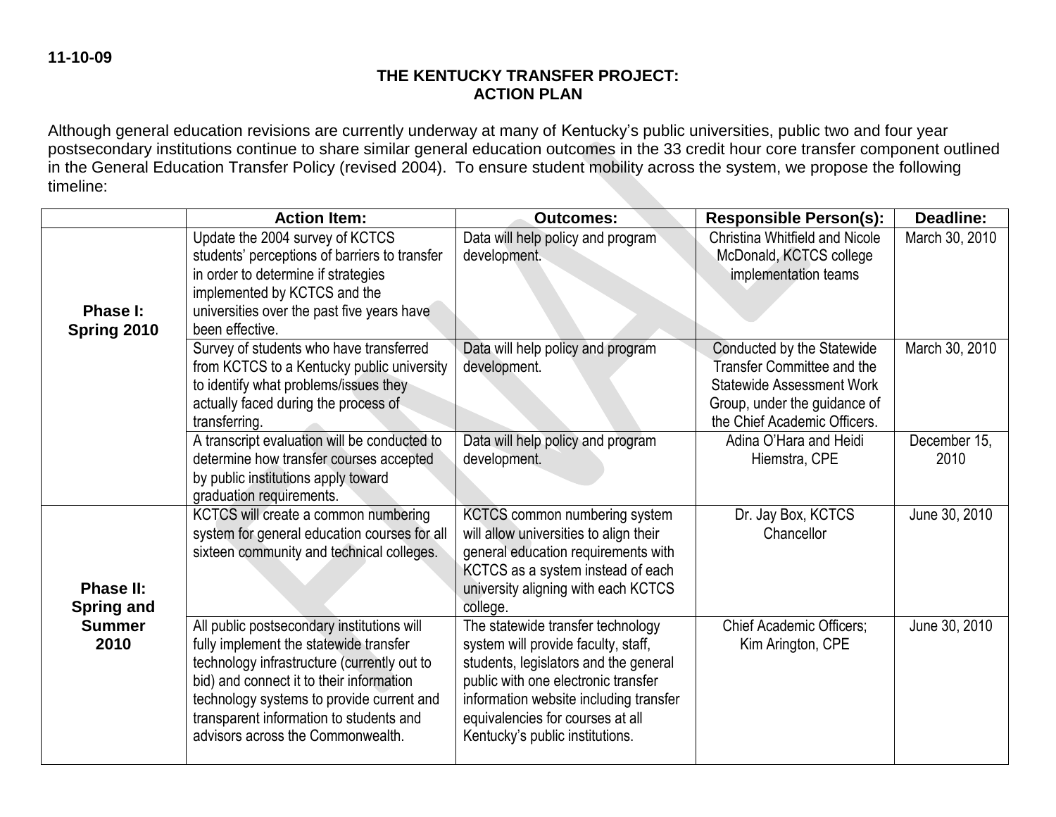**11-10-09**

# THE KENTUCKY TRANSFER PROJECT: ACTION PLAN

Although general education revisions are currently underway at many of Kentucky's public universities, public two and four year postsecondary institutions continue to share similar general education outcomes in the 33 credit hour core transfer component outlined in the General Education Transfer Policy (revised 2004). To ensure student mobility across the system, we propose the following timeline:

| | Action Item: | Outcomes: | Responsible Person(s): | Deadline: |
|---|---|---|---|---|
| **Phase I: Spring 2010** | Update the 2004 survey of KCTCS students' perceptions of barriers to transfer in order to determine if strategies implemented by KCTCS and the universities over the past five years have been effective. | Data will help policy and program development. | Christina Whitfield and Nicole McDonald, KCTCS college implementation teams | March 30, 2010 |
| | Survey of students who have transferred from KCTCS to a Kentucky public university to identify what problems/issues they actually faced during the process of transferring. | Data will help policy and program development. | Conducted by the Statewide Transfer Committee and the Statewide Assessment Work Group, under the guidance of the Chief Academic Officers. | March 30, 2010 |
| | A transcript evaluation will be conducted to determine how transfer courses accepted by public institutions apply toward graduation requirements. | Data will help policy and program development. | Adina O'Hara and Heidi Hiemstra, CPE | December 15, 2010 |
| **Phase II: Spring and Summer 2010** | KCTCS will create a common numbering system for general education courses for all sixteen community and technical colleges. | KCTCS common numbering system will allow universities to align their general education requirements with KCTCS as a system instead of each university aligning with each KCTCS college. | Dr. Jay Box, KCTCS Chancellor | June 30, 2010 |
| | All public postsecondary institutions will fully implement the statewide transfer technology infrastructure (currently out to bid) and connect it to their information technology systems to provide current and transparent information to students and advisors across the Commonwealth. | The statewide transfer technology system will provide faculty, staff, students, legislators and the general public with one electronic transfer information website including transfer equivalencies for courses at all Kentucky's public institutions. | Chief Academic Officers; Kim Arington, CPE | June 30, 2010 |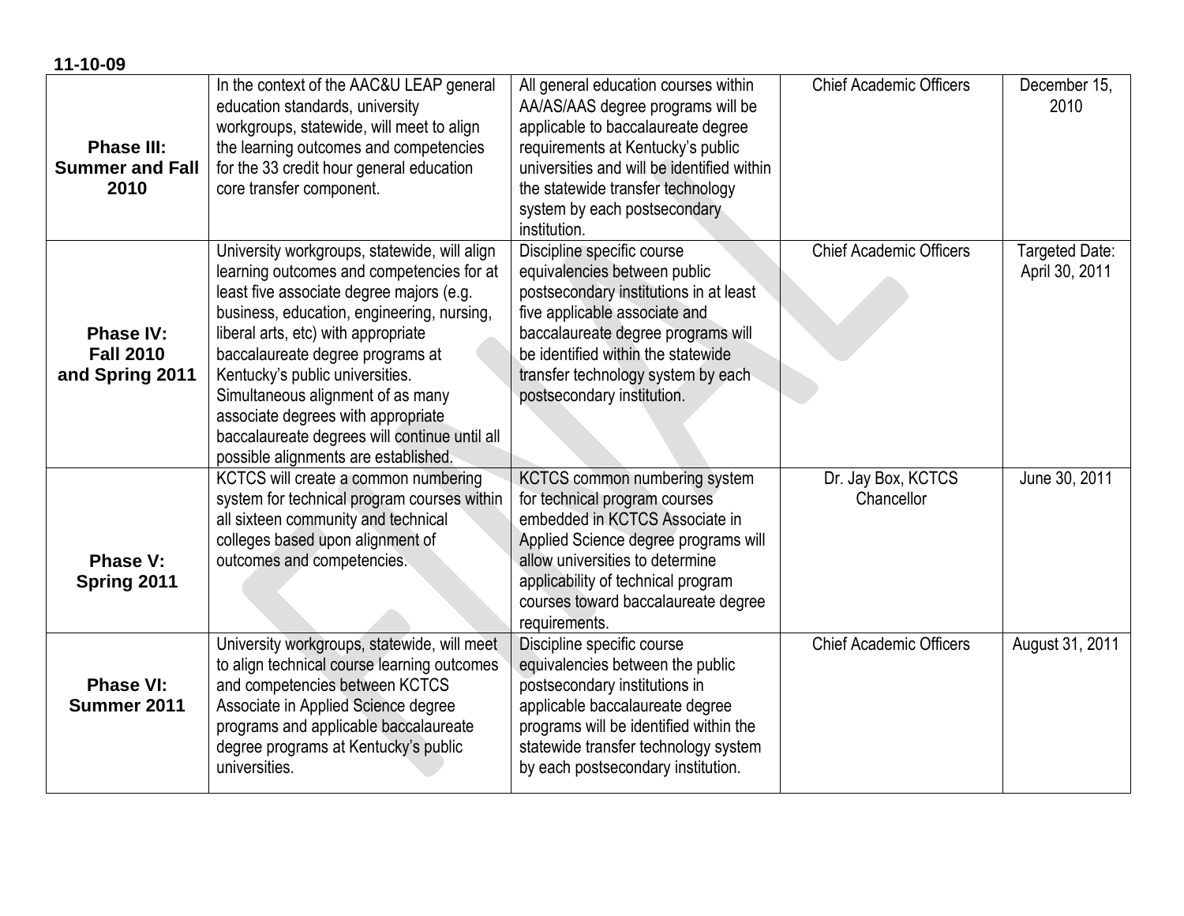11-10-09

| | | | | |
|---|---|---|---|---|
| **Phase III: Summer and Fall 2010** | In the context of the AAC&U LEAP general education standards, university workgroups, statewide, will meet to align the learning outcomes and competencies for the 33 credit hour general education core transfer component. | All general education courses within AA/AS/AAS degree programs will be applicable to baccalaureate degree requirements at Kentucky's public universities and will be identified within the statewide transfer technology system by each postsecondary institution. | Chief Academic Officers | December 15, 2010 |
| **Phase IV: Fall 2010 and Spring 2011** | University workgroups, statewide, will align learning outcomes and competencies for at least five associate degree majors (e.g. business, education, engineering, nursing, liberal arts, etc) with appropriate baccalaureate degree programs at Kentucky's public universities. Simultaneous alignment of as many associate degrees with appropriate baccalaureate degrees will continue until all possible alignments are established. | Discipline specific course equivalencies between public postsecondary institutions in at least five applicable associate and baccalaureate degree programs will be identified within the statewide transfer technology system by each postsecondary institution. | Chief Academic Officers | Targeted Date: April 30, 2011 |
| **Phase V: Spring 2011** | KCTCS will create a common numbering system for technical program courses within all sixteen community and technical colleges based upon alignment of outcomes and competencies. | KCTCS common numbering system for technical program courses embedded in KCTCS Associate in Applied Science degree programs will allow universities to determine applicability of technical program courses toward baccalaureate degree requirements. | Dr. Jay Box, KCTCS Chancellor | June 30, 2011 |
| **Phase VI: Summer 2011** | University workgroups, statewide, will meet to align technical course learning outcomes and competencies between KCTCS Associate in Applied Science degree programs and applicable baccalaureate degree programs at Kentucky's public universities. | Discipline specific course equivalencies between the public postsecondary institutions in applicable baccalaureate degree programs will be identified within the statewide transfer technology system by each postsecondary institution. | Chief Academic Officers | August 31, 2011 |